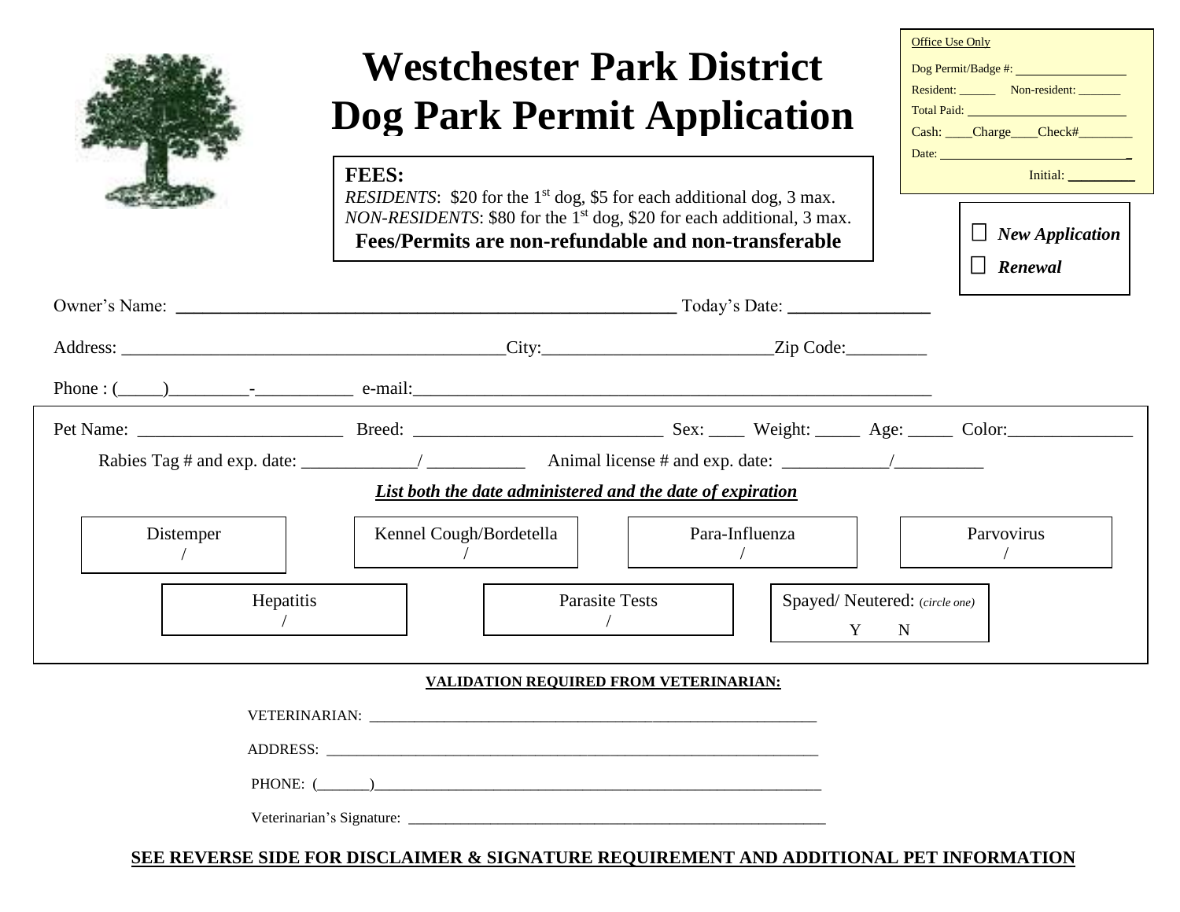# Westchester Park District
# Dog Park Permit Application

Office Use Only

Dog Permit/Badge #: _______________

Resident: ______ Non-resident: _______

Total Paid: _______________________

Cash: ____Charge____Check#________

Date: ______________________________

Initial: _________

**FEES:**

*RESIDENTS*: \$20 for the 1st dog, \$5 for each additional dog, 3 max.

*NON-RESIDENTS*: \$80 for the 1st dog, \$20 for each additional, 3 max.

**Fees/Permits are non-refundable and non-transferable**

☐ ***New Application***

☐ ***Renewal***

Owner's Name: _______________________________________________ Today's Date: _______________

Address: __________________________________________City:_________________________Zip Code:_________

Phone : (_____)_________-___________ e-mail:_____________________________________________________

Pet Name: ______________________ Breed: ___________________________ Sex: ____ Weight: _____ Age: _____ Color:______________

Rabies Tag # and exp. date: ____________/ ___________ Animal license # and exp. date: ____________/__________

***List both the date administered and the date of expiration***

| Distemper | Kennel Cough/Bordetella | Para-Influenza | Parvovirus |
|---|---|---|---|
| / | / | / | / |

| Hepatitis | Parasite Tests | Spayed/ Neutered: (*circle one*) |
|---|---|---|
| / | / | Y N |

**VALIDATION REQUIRED FROM VETERINARIAN:**

VETERINARIAN: ____________________________________________________________

ADDRESS: __________________________________________________________________

PHONE: (_______)_____________________________________________________________

Veterinarian's Signature: _________________________________________________________

**SEE REVERSE SIDE FOR DISCLAIMER & SIGNATURE REQUIREMENT AND ADDITIONAL PET INFORMATION**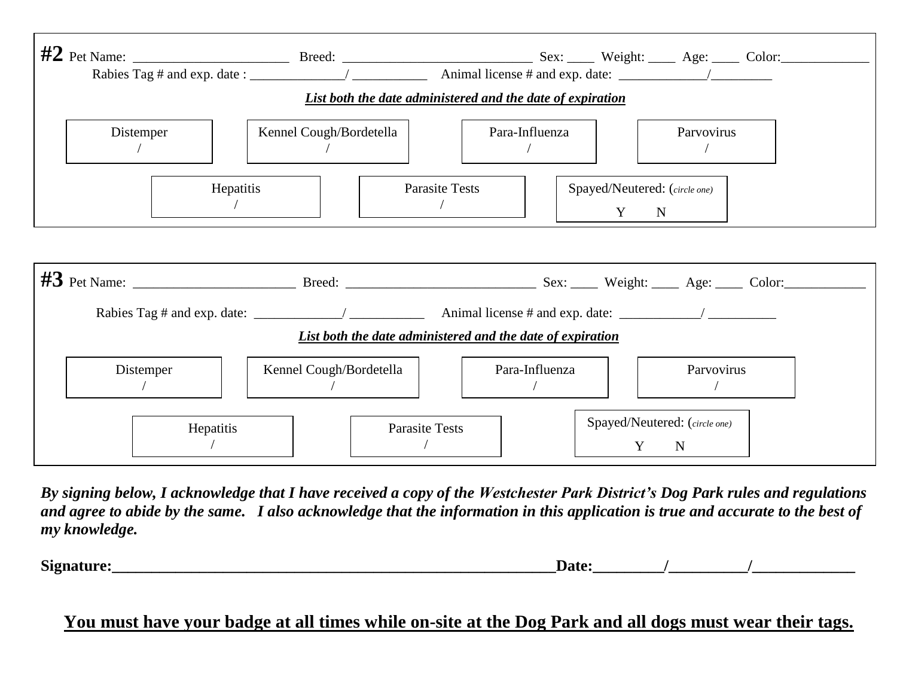**#2** Pet Name: _______________________ Breed: ____________________________ Sex: ____ Weight: ____ Age: ____ Color:_____________

Rabies Tag # and exp. date : ______________/ ___________ Animal license # and exp. date: _____________/_________

***List both the date administered and the date of expiration***

| | | | |
|---|---|---|---|
| Distemper<br>/ | Kennel Cough/Bordetella<br>/ | Para-Influenza<br>/ | Parvovirus<br>/ |
| Hepatitis<br>/ | Parasite Tests<br>/ | Spayed/Neutered: (*circle one*)<br>Y N | |

**#3** Pet Name: ________________________ Breed: ____________________________ Sex: ____ Weight: ____ Age: ____ Color:____________

Rabies Tag # and exp. date: _____________/ ___________ Animal license # and exp. date: ____________/ __________

***List both the date administered and the date of expiration***

| | | | |
|---|---|---|---|
| Distemper<br>/ | Kennel Cough/Bordetella<br>/ | Para-Influenza<br>/ | Parvovirus<br>/ |
| Hepatitis<br>/ | Parasite Tests<br>/ | Spayed/Neutered: (*circle one*)<br>Y N | |

***By signing below, I acknowledge that I have received a copy of the Westchester Park District's Dog Park rules and regulations and agree to abide by the same. I also acknowledge that the information in this application is true and accurate to the best of my knowledge.***

**Signature:____________________________________________________________Date:_________/__________/_____________**

**<u>You must have your badge at all times while on-site at the Dog Park and all dogs must wear their tags.</u>**